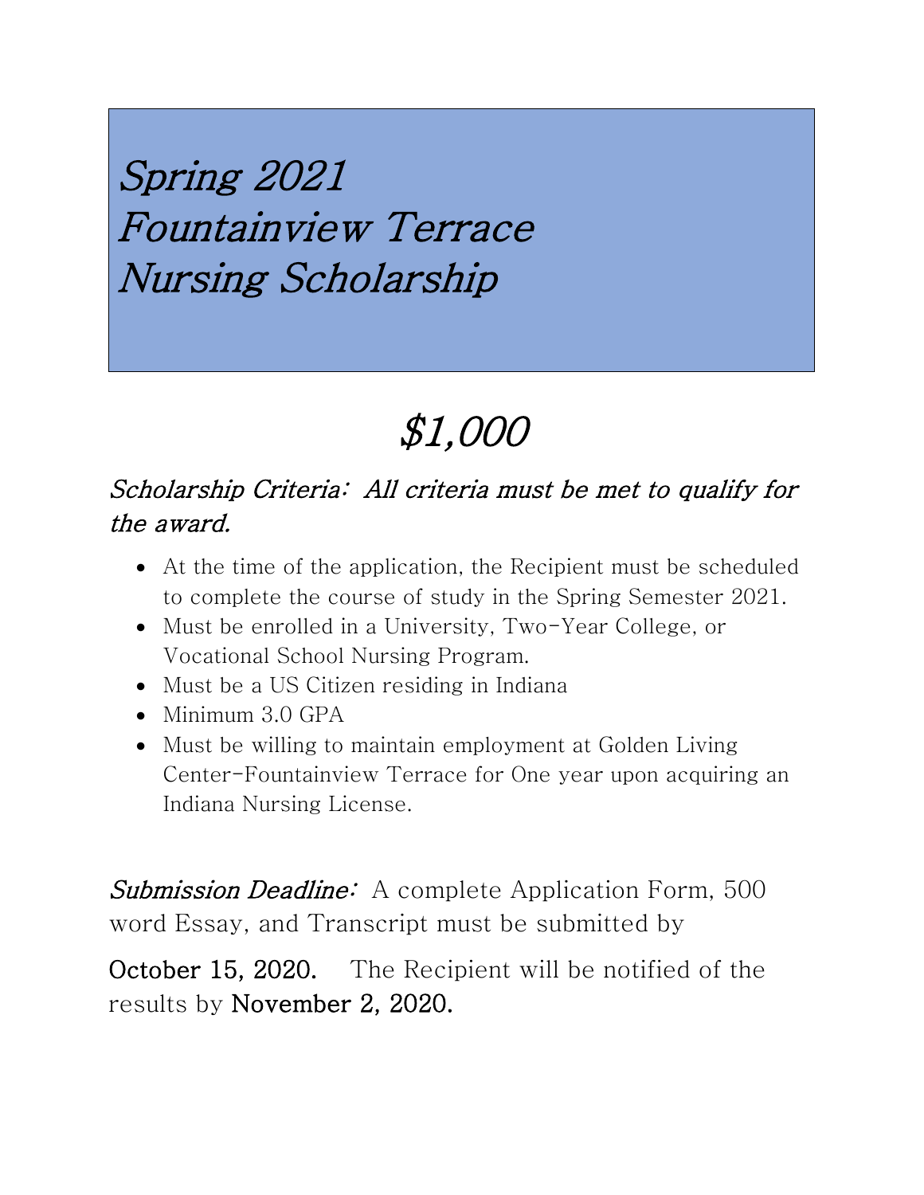# Spring 2021 Fountainview Terrace Nursing Scholarship

## $1,000

### *Scholarship Criteria: All criteria must be met to qualify for the award.*

- At the time of the application, the Recipient must be scheduled to complete the course of study in the Spring Semester 2021.
- Must be enrolled in a University, Two-Year College, or Vocational School Nursing Program.
- Must be a US Citizen residing in Indiana
- Minimum 3.0 GPA
- Must be willing to maintain employment at Golden Living Center-Fountainview Terrace for One year upon acquiring an Indiana Nursing License.

*Submission Deadline:* A complete Application Form, 500 word Essay, and Transcript must be submitted by

**October 15, 2020.** The Recipient will be notified of the results by **November 2, 2020.**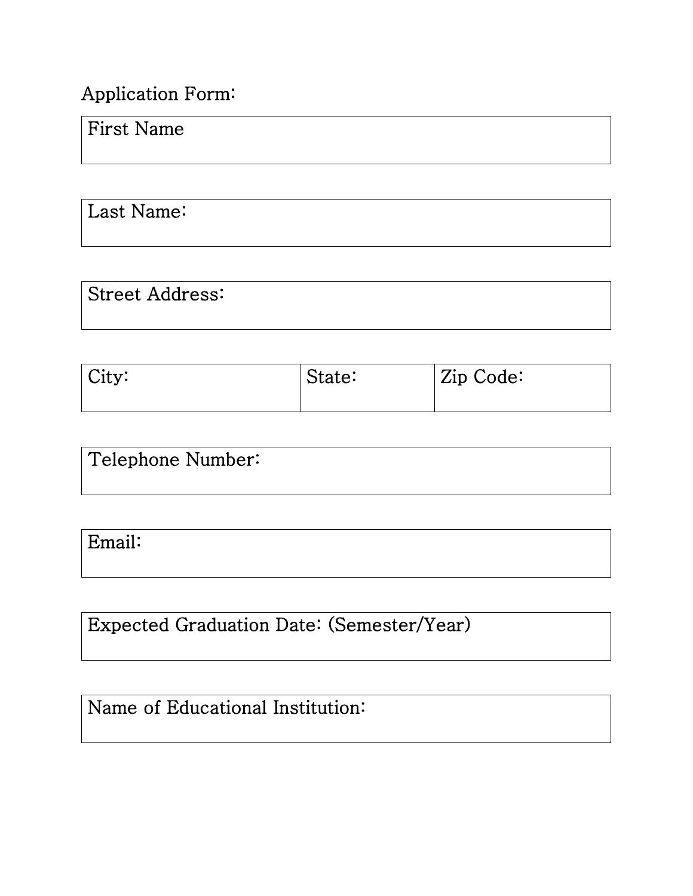Application Form:

| First Name |
|---|
| |

| Last Name: |
|---|
| |

| Street Address: |
|---|
| |

| City: | State: | Zip Code: |
|---|---|---|
| | | |

| Telephone Number: |
|---|
| |

| Email: |
|---|
| |

| Expected Graduation Date: (Semester/Year) |
|---|
| |

| Name of Educational Institution: |
|---|
| |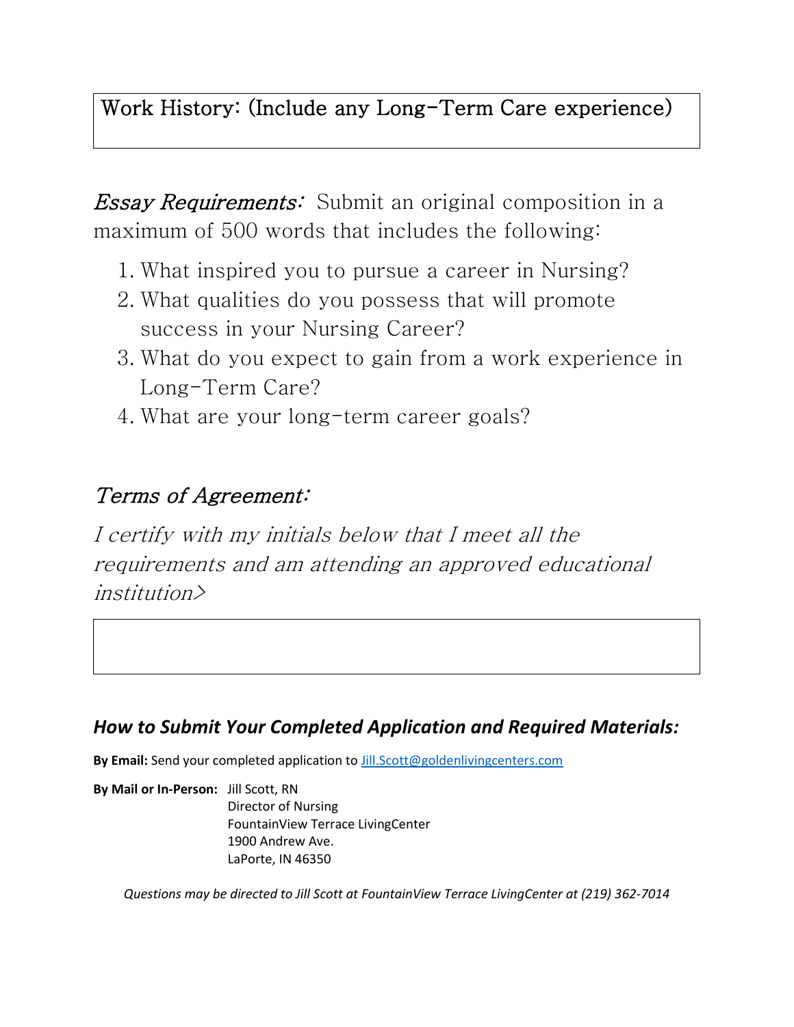Work History: (Include any Long-Term Care experience)

*Essay Requirements:* Submit an original composition in a maximum of 500 words that includes the following:

1. What inspired you to pursue a career in Nursing?
2. What qualities do you possess that will promote success in your Nursing Career?
3. What do you expect to gain from a work experience in Long-Term Care?
4. What are your long-term career goals?

## *Terms of Agreement:*

*I certify with my initials below that I meet all the requirements and am attending an approved educational institution>*

### ***How to Submit Your Completed Application and Required Materials:***

**By Email:** Send your completed application to Jill.Scott@goldenlivingcenters.com

**By Mail or In-Person:** Jill Scott, RN
Director of Nursing
FountainView Terrace LivingCenter
1900 Andrew Ave.
LaPorte, IN 46350

*Questions may be directed to Jill Scott at FountainView Terrace LivingCenter at (219) 362-7014*